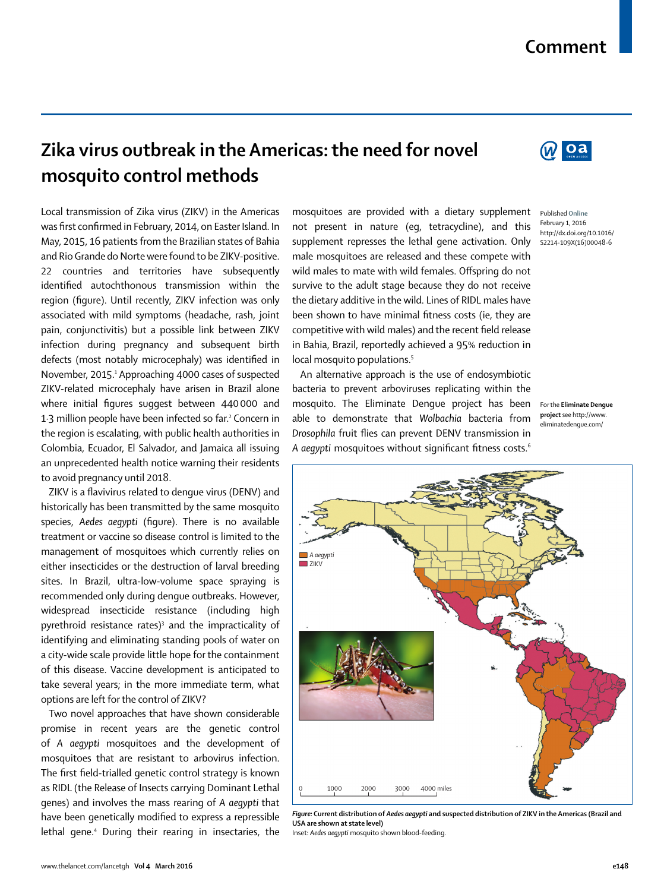# Zika virus outbreak in the Americas: the need for novel mosquito control methods

Local transmission of Zika virus (ZIKV) in the Americas was first confirmed in February, 2014, on Easter Island. In May, 2015, 16 patients from the Brazilian states of Bahia and Rio Grande do Norte were found to be ZIKV-positive. 22 countries and territories have subsequently identified autochthonous transmission within the region (figure). Until recently, ZIKV infection was only associated with mild symptoms (headache, rash, joint pain, conjunctivitis) but a possible link between ZIKV infection during pregnancy and subsequent birth defects (most notably microcephaly) was identified in November, 2015.[1] Approaching 4000 cases of suspected ZIKV-related microcephaly have arisen in Brazil alone where initial figures suggest between 440 000 and 1·3 million people have been infected so far.[2] Concern in the region is escalating, with public health authorities in Colombia, Ecuador, El Salvador, and Jamaica all issuing an unprecedented health notice warning their residents to avoid pregnancy until 2018.

ZIKV is a flavivirus related to dengue virus (DENV) and historically has been transmitted by the same mosquito species, *Aedes aegypti* (figure). There is no available treatment or vaccine so disease control is limited to the management of mosquitoes which currently relies on either insecticides or the destruction of larval breeding sites. In Brazil, ultra-low-volume space spraying is recommended only during dengue outbreaks. However, widespread insecticide resistance (including high pyrethroid resistance rates)[3] and the impracticality of identifying and eliminating standing pools of water on a city-wide scale provide little hope for the containment of this disease. Vaccine development is anticipated to take several years; in the more immediate term, what options are left for the control of ZIKV?

Two novel approaches that have shown considerable promise in recent years are the genetic control of *A aegypti* mosquitoes and the development of mosquitoes that are resistant to arbovirus infection. The first field-trialled genetic control strategy is known as RIDL (the Release of Insects carrying Dominant Lethal genes) and involves the mass rearing of *A aegypti* that have been genetically modified to express a repressible lethal gene.[4] During their rearing in insectaries, the mosquitoes are provided with a dietary supplement not present in nature (eg, tetracycline), and this supplement represses the lethal gene activation. Only male mosquitoes are released and these compete with wild males to mate with wild females. Offspring do not survive to the adult stage because they do not receive the dietary additive in the wild. Lines of RIDL males have been shown to have minimal fitness costs (ie, they are competitive with wild males) and the recent field release in Bahia, Brazil, reportedly achieved a 95% reduction in local mosquito populations.[5]

An alternative approach is the use of endosymbiotic bacteria to prevent arboviruses replicating within the mosquito. The Eliminate Dengue project has been able to demonstrate that *Wolbachia* bacteria from *Drosophila* fruit flies can prevent DENV transmission in *A aegypti* mosquitoes without significant fitness costs.[6]

Published Online February 1, 2016 http://dx.doi.org/10.1016/S2214-109X(16)00048-6

For the **Eliminate Dengue project** see http://www.eliminatedengue.com/

***Figure*: Current distribution of *Aedes aegypti* and suspected distribution of ZIKV in the Americas (Brazil and USA are shown at state level)**
Inset: *Aedes aegypti* mosquito shown blood-feeding.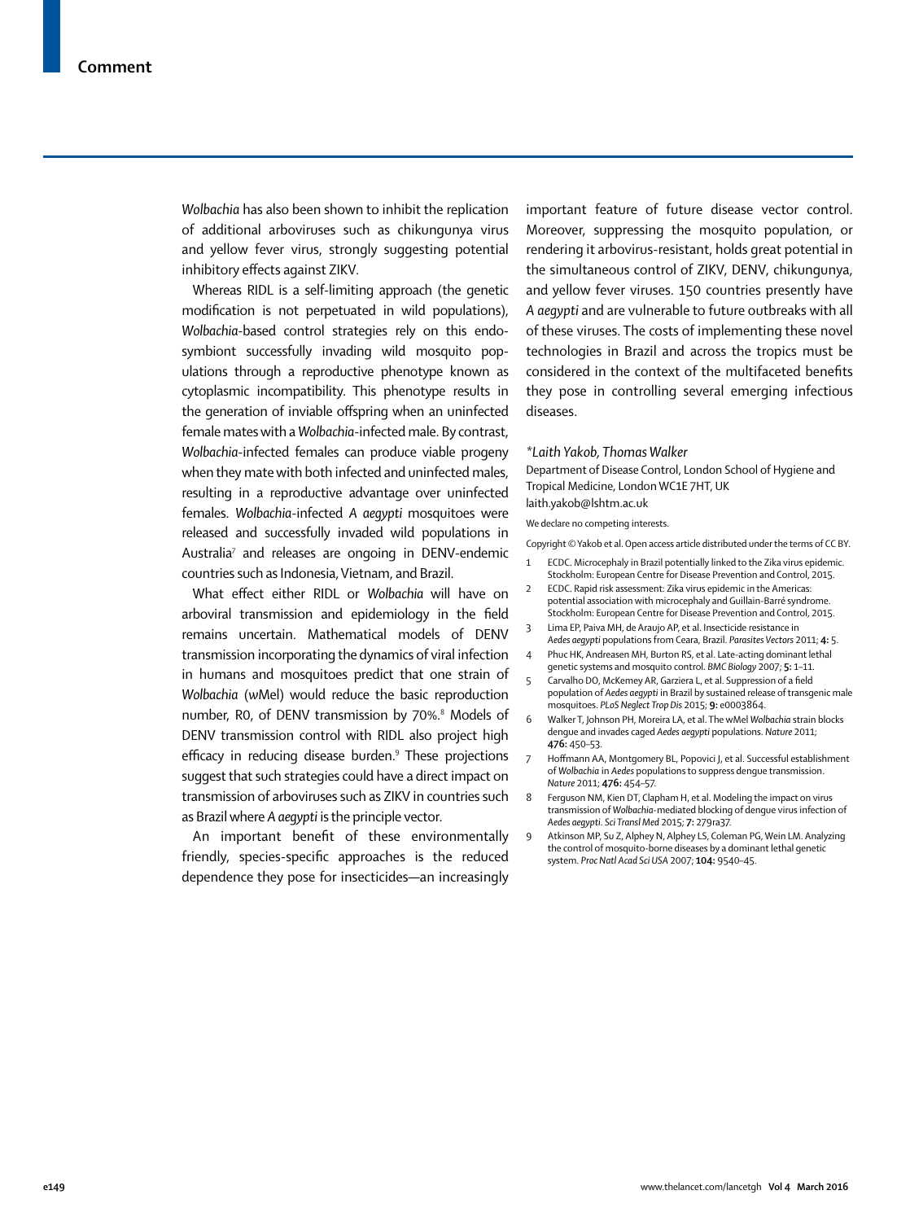*Wolbachia* has also been shown to inhibit the replication of additional arboviruses such as chikungunya virus and yellow fever virus, strongly suggesting potential inhibitory effects against ZIKV.

Whereas RIDL is a self-limiting approach (the genetic modification is not perpetuated in wild populations), *Wolbachia*-based control strategies rely on this endosymbiont successfully invading wild mosquito populations through a reproductive phenotype known as cytoplasmic incompatibility. This phenotype results in the generation of inviable offspring when an uninfected female mates with a *Wolbachia*-infected male. By contrast, *Wolbachia*-infected females can produce viable progeny when they mate with both infected and uninfected males, resulting in a reproductive advantage over uninfected females. *Wolbachia*-infected *A aegypti* mosquitoes were released and successfully invaded wild populations in Australia[7] and releases are ongoing in DENV-endemic countries such as Indonesia, Vietnam, and Brazil.

What effect either RIDL or *Wolbachia* will have on arboviral transmission and epidemiology in the field remains uncertain. Mathematical models of DENV transmission incorporating the dynamics of viral infection in humans and mosquitoes predict that one strain of *Wolbachia* (*w*Mel) would reduce the basic reproduction number, R0, of DENV transmission by 70%.[8] Models of DENV transmission control with RIDL also project high efficacy in reducing disease burden.[9] These projections suggest that such strategies could have a direct impact on transmission of arboviruses such as ZIKV in countries such as Brazil where *A aegypti* is the principle vector.

An important benefit of these environmentally friendly, species-specific approaches is the reduced dependence they pose for insecticides—an increasingly important feature of future disease vector control. Moreover, suppressing the mosquito population, or rendering it arbovirus-resistant, holds great potential in the simultaneous control of ZIKV, DENV, chikungunya, and yellow fever viruses. 150 countries presently have *A aegypti* and are vulnerable to future outbreaks with all of these viruses. The costs of implementing these novel technologies in Brazil and across the tropics must be considered in the context of the multifaceted benefits they pose in controlling several emerging infectious diseases.

*\*Laith Yakob, Thomas Walker*

Department of Disease Control, London School of Hygiene and Tropical Medicine, London WC1E 7HT, UK
laith.yakob@lshtm.ac.uk

We declare no competing interests.

Copyright © Yakob et al. Open access article distributed under the terms of CC BY.

1. ECDC. Microcephaly in Brazil potentially linked to the Zika virus epidemic. Stockholm: European Centre for Disease Prevention and Control, 2015.
2. ECDC. Rapid risk assessment: Zika virus epidemic in the Americas: potential association with microcephaly and Guillain-Barré syndrome. Stockholm: European Centre for Disease Prevention and Control, 2015.
3. Lima EP, Paiva MH, de Araujo AP, et al. Insecticide resistance in *Aedes aegypti* populations from Ceara, Brazil. *Parasites Vectors* 2011; **4:** 5.
4. Phuc HK, Andreasen MH, Burton RS, et al. Late-acting dominant lethal genetic systems and mosquito control. *BMC Biology* 2007; **5:** 1–11.
5. Carvalho DO, McKemey AR, Garziera L, et al. Suppression of a field population of *Aedes aegypti* in Brazil by sustained release of transgenic male mosquitoes. *PLoS Neglect Trop Dis* 2015; **9:** e0003864.
6. Walker T, Johnson PH, Moreira LA, et al. The wMel *Wolbachia* strain blocks dengue and invades caged *Aedes aegypti* populations. *Nature* 2011; **476:** 450–53.
7. Hoffmann AA, Montgomery BL, Popovici J, et al. Successful establishment of *Wolbachia* in *Aedes* populations to suppress dengue transmission. *Nature* 2011; **476:** 454–57.
8. Ferguson NM, Kien DT, Clapham H, et al. Modeling the impact on virus transmission of *Wolbachia*-mediated blocking of dengue virus infection of *Aedes aegypti*. *Sci Transl Med* 2015; **7:** 279ra37.
9. Atkinson MP, Su Z, Alphey N, Alphey LS, Coleman PG, Wein LM. Analyzing the control of mosquito-borne diseases by a dominant lethal genetic system. *Proc Natl Acad Sci USA* 2007; **104:** 9540–45.